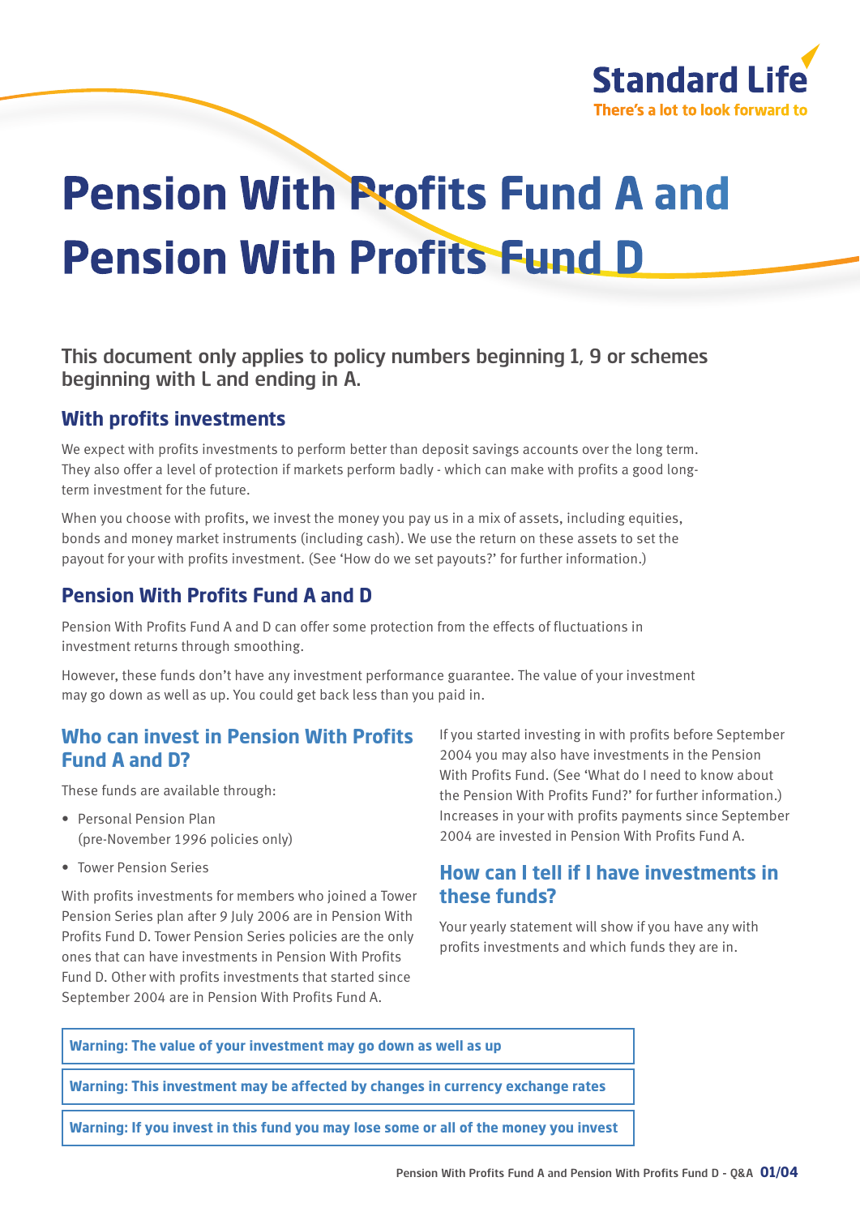Standard Life

There's a lot to look forward to

# Pension With Profits Fund A and Pension With Profits Fund D

### This document only applies to policy numbers beginning 1, 9 or schemes beginning with L and ending in A.

## With profits investments

We expect with profits investments to perform better than deposit savings accounts over the long term. They also offer a level of protection if markets perform badly - which can make with profits a good long-term investment for the future.

When you choose with profits, we invest the money you pay us in a mix of assets, including equities, bonds and money market instruments (including cash). We use the return on these assets to set the payout for your with profits investment. (See 'How do we set payouts?' for further information.)

## Pension With Profits Fund A and D

Pension With Profits Fund A and D can offer some protection from the effects of fluctuations in investment returns through smoothing.

However, these funds don't have any investment performance guarantee. The value of your investment may go down as well as up. You could get back less than you paid in.

## Who can invest in Pension With Profits Fund A and D?

These funds are available through:

- Personal Pension Plan (pre-November 1996 policies only)
- Tower Pension Series

With profits investments for members who joined a Tower Pension Series plan after 9 July 2006 are in Pension With Profits Fund D. Tower Pension Series policies are the only ones that can have investments in Pension With Profits Fund D. Other with profits investments that started since September 2004 are in Pension With Profits Fund A.

If you started investing in with profits before September 2004 you may also have investments in the Pension With Profits Fund. (See 'What do I need to know about the Pension With Profits Fund?' for further information.) Increases in your with profits payments since September 2004 are invested in Pension With Profits Fund A.

## How can I tell if I have investments in these funds?

Your yearly statement will show if you have any with profits investments and which funds they are in.

**Warning: The value of your investment may go down as well as up**

**Warning: This investment may be affected by changes in currency exchange rates**

**Warning: If you invest in this fund you may lose some or all of the money you invest**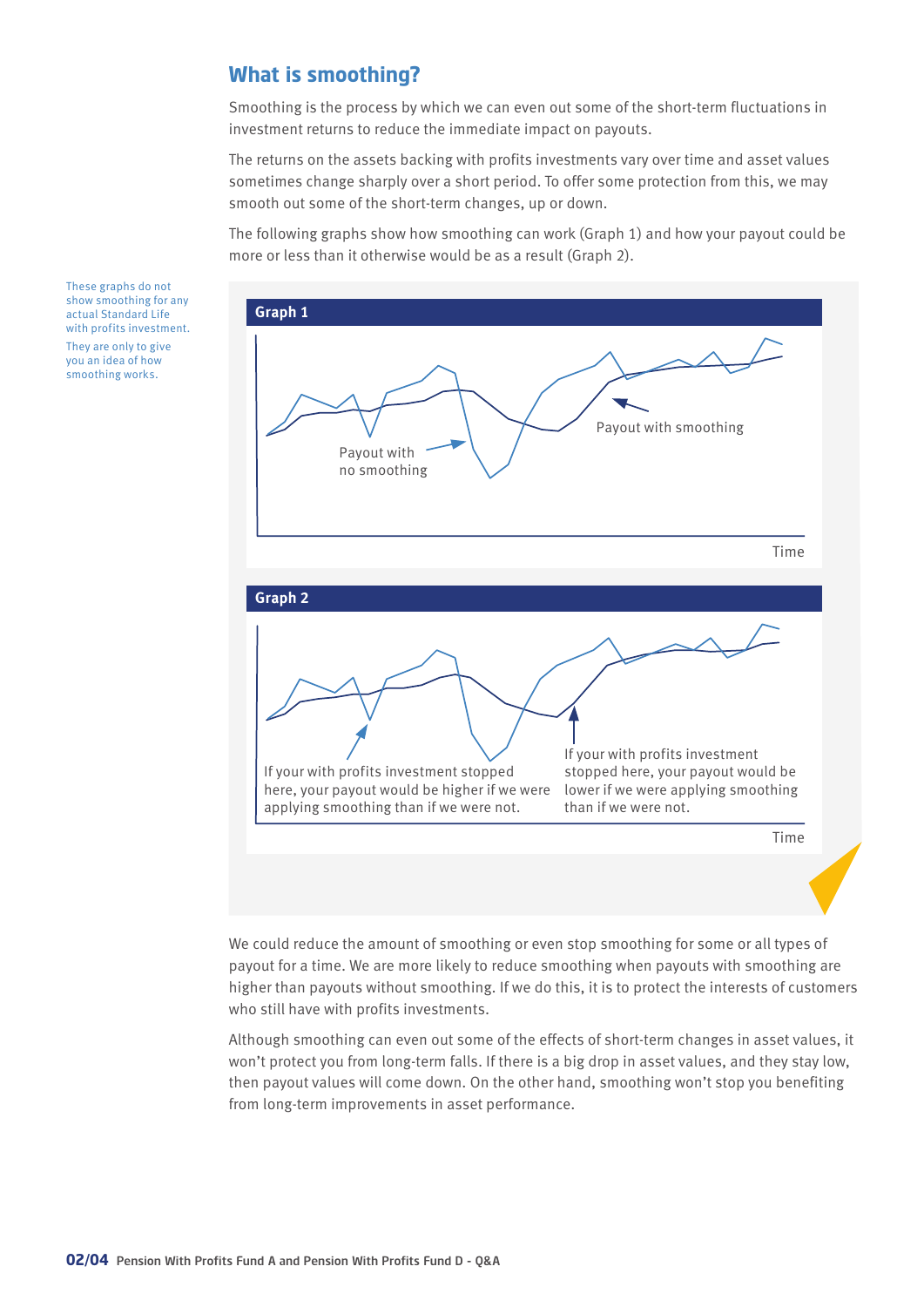## What is smoothing?

Smoothing is the process by which we can even out some of the short-term fluctuations in investment returns to reduce the immediate impact on payouts.

The returns on the assets backing with profits investments vary over time and asset values sometimes change sharply over a short period. To offer some protection from this, we may smooth out some of the short-term changes, up or down.

The following graphs show how smoothing can work (Graph 1) and how your payout could be more or less than it otherwise would be as a result (Graph 2).

These graphs do not show smoothing for any actual Standard Life with profits investment.

They are only to give you an idea of how smoothing works.

**Graph 1**

Payout with no smoothing

Payout with smoothing

Time

**Graph 2**

If your with profits investment stopped here, your payout would be higher if we were applying smoothing than if we were not.

If your with profits investment stopped here, your payout would be lower if we were applying smoothing than if we were not.

Time

We could reduce the amount of smoothing or even stop smoothing for some or all types of payout for a time. We are more likely to reduce smoothing when payouts with smoothing are higher than payouts without smoothing. If we do this, it is to protect the interests of customers who still have with profits investments.

Although smoothing can even out some of the effects of short-term changes in asset values, it won't protect you from long-term falls. If there is a big drop in asset values, and they stay low, then payout values will come down. On the other hand, smoothing won't stop you benefiting from long-term improvements in asset performance.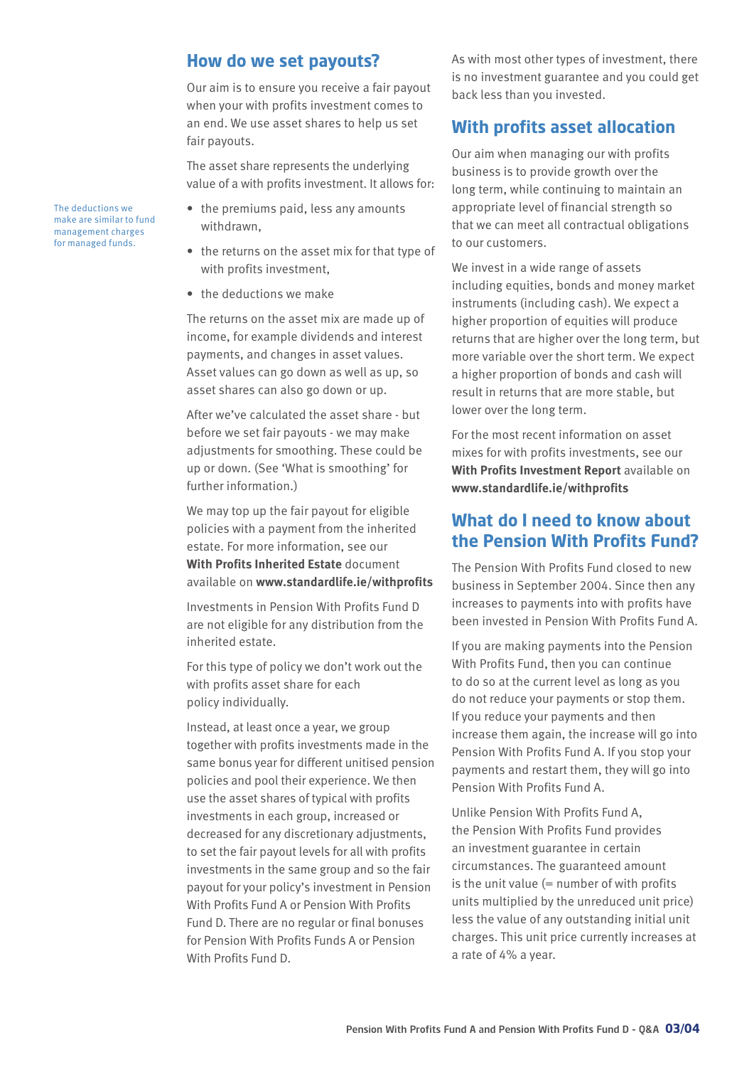## How do we set payouts?

Our aim is to ensure you receive a fair payout when your with profits investment comes to an end. We use asset shares to help us set fair payouts.

The asset share represents the underlying value of a with profits investment. It allows for:

The deductions we make are similar to fund management charges for managed funds.

- the premiums paid, less any amounts withdrawn,
- the returns on the asset mix for that type of with profits investment,
- the deductions we make

The returns on the asset mix are made up of income, for example dividends and interest payments, and changes in asset values. Asset values can go down as well as up, so asset shares can also go down or up.

After we've calculated the asset share - but before we set fair payouts - we may make adjustments for smoothing. These could be up or down. (See 'What is smoothing' for further information.)

We may top up the fair payout for eligible policies with a payment from the inherited estate. For more information, see our **With Profits Inherited Estate** document available on **www.standardlife.ie/withprofits**

Investments in Pension With Profits Fund D are not eligible for any distribution from the inherited estate.

For this type of policy we don't work out the with profits asset share for each policy individually.

Instead, at least once a year, we group together with profits investments made in the same bonus year for different unitised pension policies and pool their experience. We then use the asset shares of typical with profits investments in each group, increased or decreased for any discretionary adjustments, to set the fair payout levels for all with profits investments in the same group and so the fair payout for your policy's investment in Pension With Profits Fund A or Pension With Profits Fund D. There are no regular or final bonuses for Pension With Profits Funds A or Pension With Profits Fund D.

As with most other types of investment, there is no investment guarantee and you could get back less than you invested.

## With profits asset allocation

Our aim when managing our with profits business is to provide growth over the long term, while continuing to maintain an appropriate level of financial strength so that we can meet all contractual obligations to our customers.

We invest in a wide range of assets including equities, bonds and money market instruments (including cash). We expect a higher proportion of equities will produce returns that are higher over the long term, but more variable over the short term. We expect a higher proportion of bonds and cash will result in returns that are more stable, but lower over the long term.

For the most recent information on asset mixes for with profits investments, see our **With Profits Investment Report** available on **www.standardlife.ie/withprofits**

## What do I need to know about the Pension With Profits Fund?

The Pension With Profits Fund closed to new business in September 2004. Since then any increases to payments into with profits have been invested in Pension With Profits Fund A.

If you are making payments into the Pension With Profits Fund, then you can continue to do so at the current level as long as you do not reduce your payments or stop them. If you reduce your payments and then increase them again, the increase will go into Pension With Profits Fund A. If you stop your payments and restart them, they will go into Pension With Profits Fund A.

Unlike Pension With Profits Fund A, the Pension With Profits Fund provides an investment guarantee in certain circumstances. The guaranteed amount is the unit value (= number of with profits units multiplied by the unreduced unit price) less the value of any outstanding initial unit charges. This unit price currently increases at a rate of 4% a year.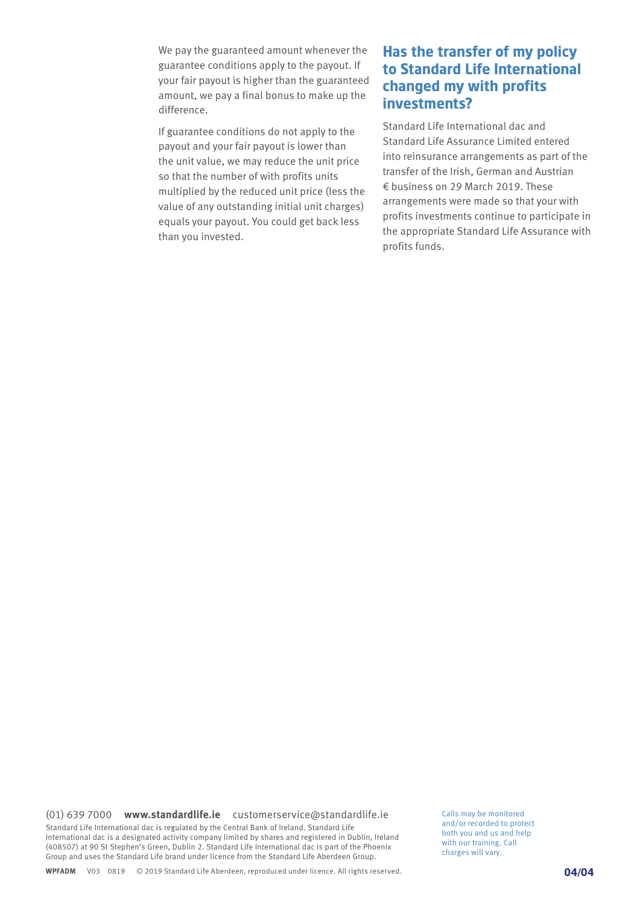We pay the guaranteed amount whenever the guarantee conditions apply to the payout. If your fair payout is higher than the guaranteed amount, we pay a final bonus to make up the difference.

If guarantee conditions do not apply to the payout and your fair payout is lower than the unit value, we may reduce the unit price so that the number of with profits units multiplied by the reduced unit price (less the value of any outstanding initial unit charges) equals your payout. You could get back less than you invested.

## Has the transfer of my policy to Standard Life International changed my with profits investments?

Standard Life International dac and Standard Life Assurance Limited entered into reinsurance arrangements as part of the transfer of the Irish, German and Austrian € business on 29 March 2019. These arrangements were made so that your with profits investments continue to participate in the appropriate Standard Life Assurance with profits funds.

(01) 639 7000 **www.standardlife.ie** customerservice@standardlife.ie

Standard Life International dac is regulated by the Central Bank of Ireland. Standard Life International dac is a designated activity company limited by shares and registered in Dublin, Ireland (408507) at 90 St Stephen's Green, Dublin 2. Standard Life International dac is part of the Phoenix Group and uses the Standard Life brand under licence from the Standard Life Aberdeen Group.

Calls may be monitored and/or recorded to protect both you and us and help with our training. Call charges will vary.

**WPFADM** V03 0819 © 2019 Standard Life Aberdeen, reproduced under licence. All rights reserved.